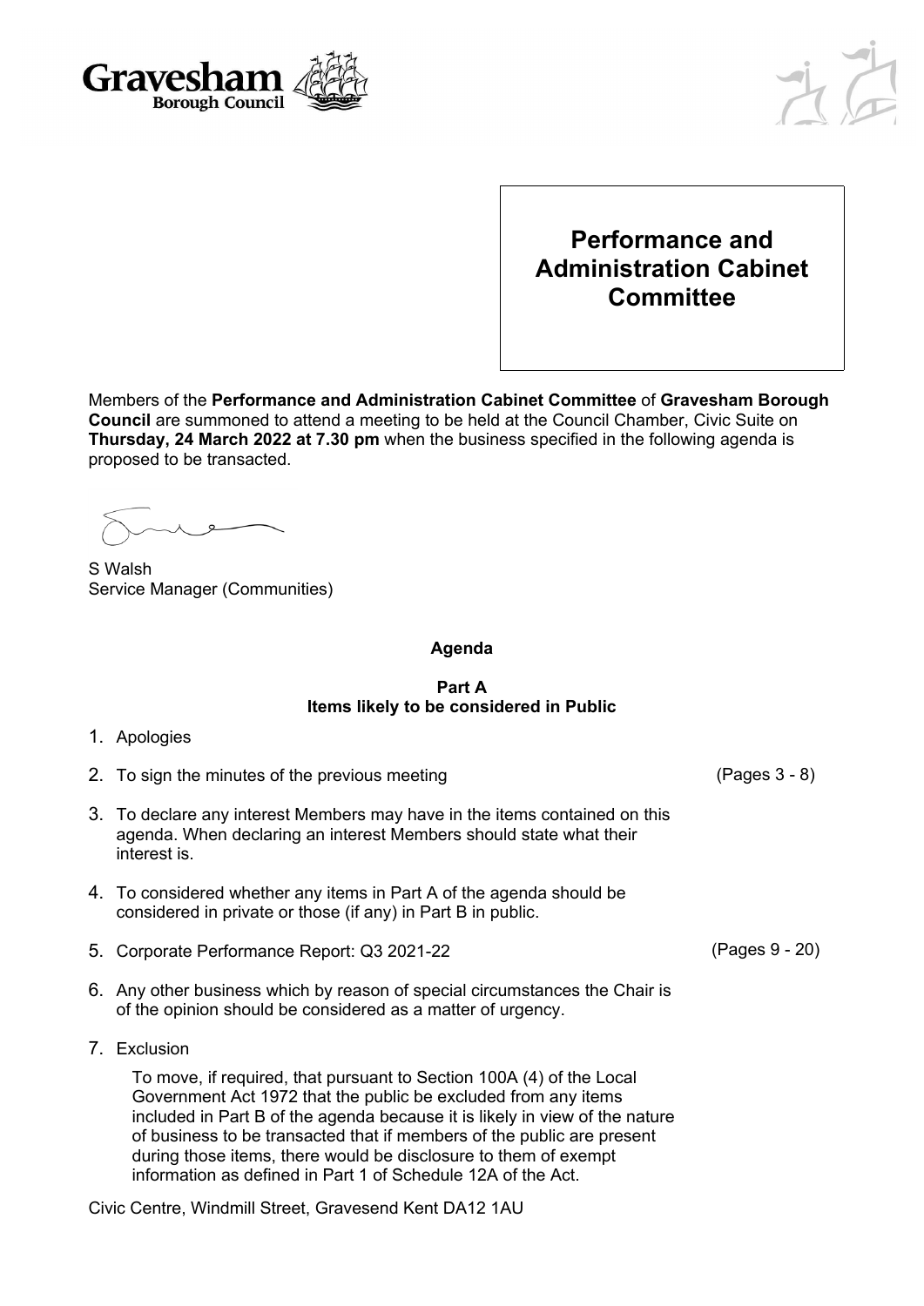Gravesham Borough Council

# Performance and Administration Cabinet Committee

Members of the **Performance and Administration Cabinet Committee** of **Gravesham Borough Council** are summoned to attend a meeting to be held at the Council Chamber, Civic Suite on **Thursday, 24 March 2022 at 7.30 pm** when the business specified in the following agenda is proposed to be transacted.

S Walsh
Service Manager (Communities)

## Agenda

### Part A
### Items likely to be considered in Public

1. Apologies
2. To sign the minutes of the previous meeting (Pages 3 - 8)
3. To declare any interest Members may have in the items contained on this agenda. When declaring an interest Members should state what their interest is.
4. To considered whether any items in Part A of the agenda should be considered in private or those (if any) in Part B in public.
5. Corporate Performance Report: Q3 2021-22 (Pages 9 - 20)
6. Any other business which by reason of special circumstances the Chair is of the opinion should be considered as a matter of urgency.
7. Exclusion

   To move, if required, that pursuant to Section 100A (4) of the Local Government Act 1972 that the public be excluded from any items included in Part B of the agenda because it is likely in view of the nature of business to be transacted that if members of the public are present during those items, there would be disclosure to them of exempt information as defined in Part 1 of Schedule 12A of the Act.

Civic Centre, Windmill Street, Gravesend Kent DA12 1AU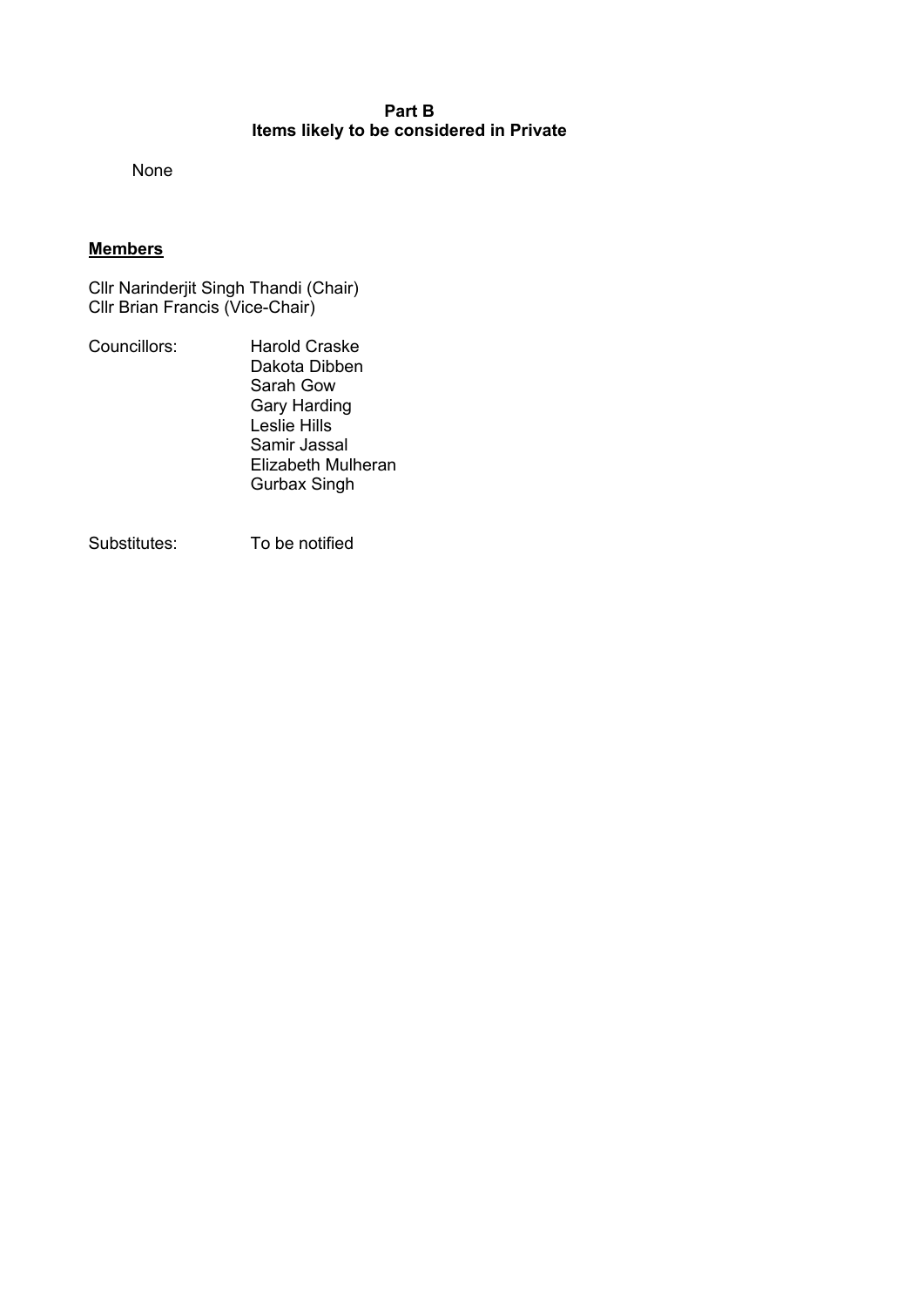**Part B**
**Items likely to be considered in Private**

None

**Members**

Cllr Narinderjit Singh Thandi (Chair)
Cllr Brian Francis (Vice-Chair)

Councillors: Harold Craske
Dakota Dibben
Sarah Gow
Gary Harding
Leslie Hills
Samir Jassal
Elizabeth Mulheran
Gurbax Singh

Substitutes: To be notified